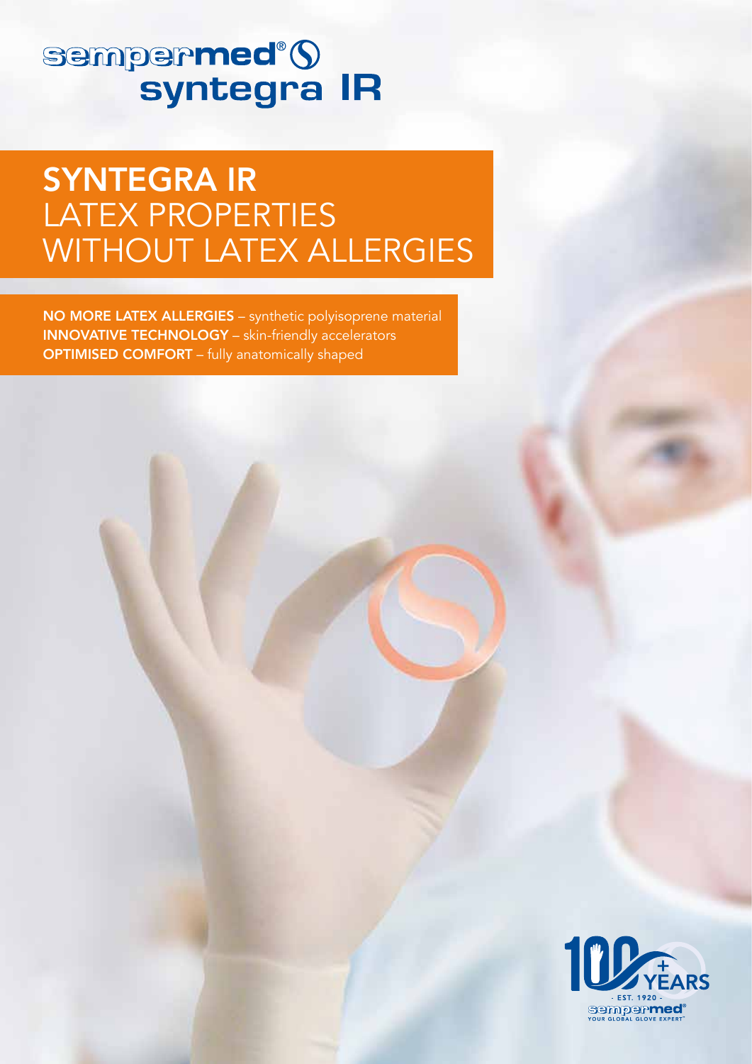sempermed® syntegra IR

# SYNTEGRA IR LATEX PROPERTIES WITHOUT LATEX ALLERGIES

**NO MORE LATEX ALLERGIES** – synthetic polyisoprene material
**INNOVATIVE TECHNOLOGY** – skin-friendly accelerators
**OPTIMISED COMFORT** – fully anatomically shaped

100+ YEARS - EST. 1920 - sempermed® YOUR GLOBAL GLOVE EXPERT™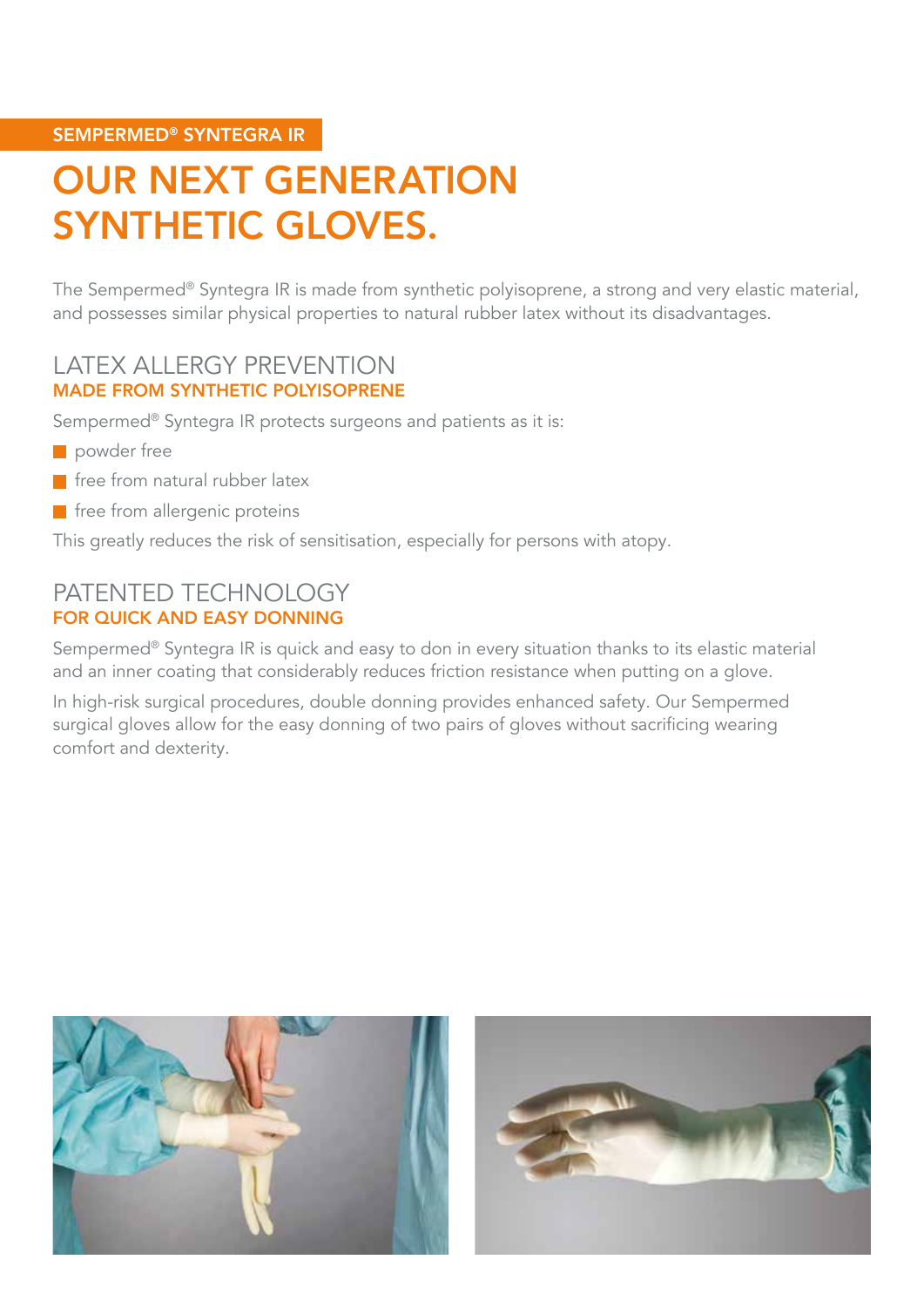SEMPERMED® SYNTEGRA IR

# OUR NEXT GENERATION SYNTHETIC GLOVES.

The Sempermed® Syntegra IR is made from synthetic polyisoprene, a strong and very elastic material, and possesses similar physical properties to natural rubber latex without its disadvantages.

## LATEX ALLERGY PREVENTION
### MADE FROM SYNTHETIC POLYISOPRENE

Sempermed® Syntegra IR protects surgeons and patients as it is:

- powder free
- free from natural rubber latex
- free from allergenic proteins

This greatly reduces the risk of sensitisation, especially for persons with atopy.

## PATENTED TECHNOLOGY
### FOR QUICK AND EASY DONNING

Sempermed® Syntegra IR is quick and easy to don in every situation thanks to its elastic material and an inner coating that considerably reduces friction resistance when putting on a glove.

In high-risk surgical procedures, double donning provides enhanced safety. Our Sempermed surgical gloves allow for the easy donning of two pairs of gloves without sacrificing wearing comfort and dexterity.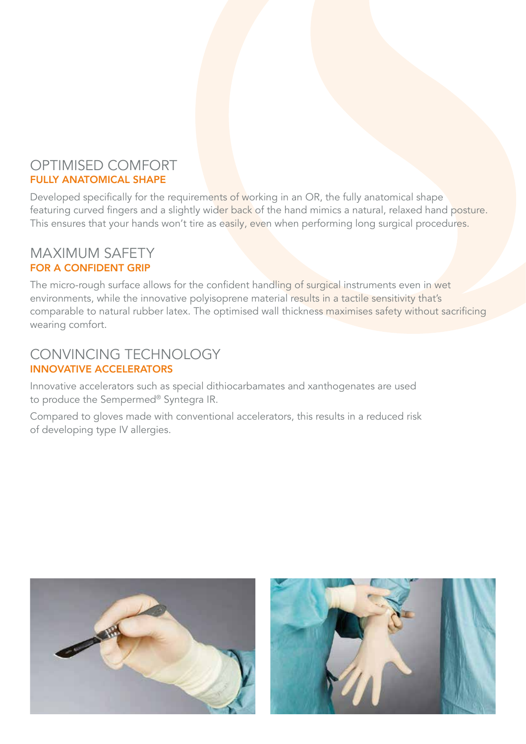## OPTIMISED COMFORT
### FULLY ANATOMICAL SHAPE

Developed specifically for the requirements of working in an OR, the fully anatomical shape featuring curved fingers and a slightly wider back of the hand mimics a natural, relaxed hand posture. This ensures that your hands won't tire as easily, even when performing long surgical procedures.

## MAXIMUM SAFETY
### FOR A CONFIDENT GRIP

The micro-rough surface allows for the confident handling of surgical instruments even in wet environments, while the innovative polyisoprene material results in a tactile sensitivity that's comparable to natural rubber latex. The optimised wall thickness maximises safety without sacrificing wearing comfort.

## CONVINCING TECHNOLOGY
### INNOVATIVE ACCELERATORS

Innovative accelerators such as special dithiocarbamates and xanthogenates are used to produce the Sempermed® Syntegra IR.

Compared to gloves made with conventional accelerators, this results in a reduced risk of developing type IV allergies.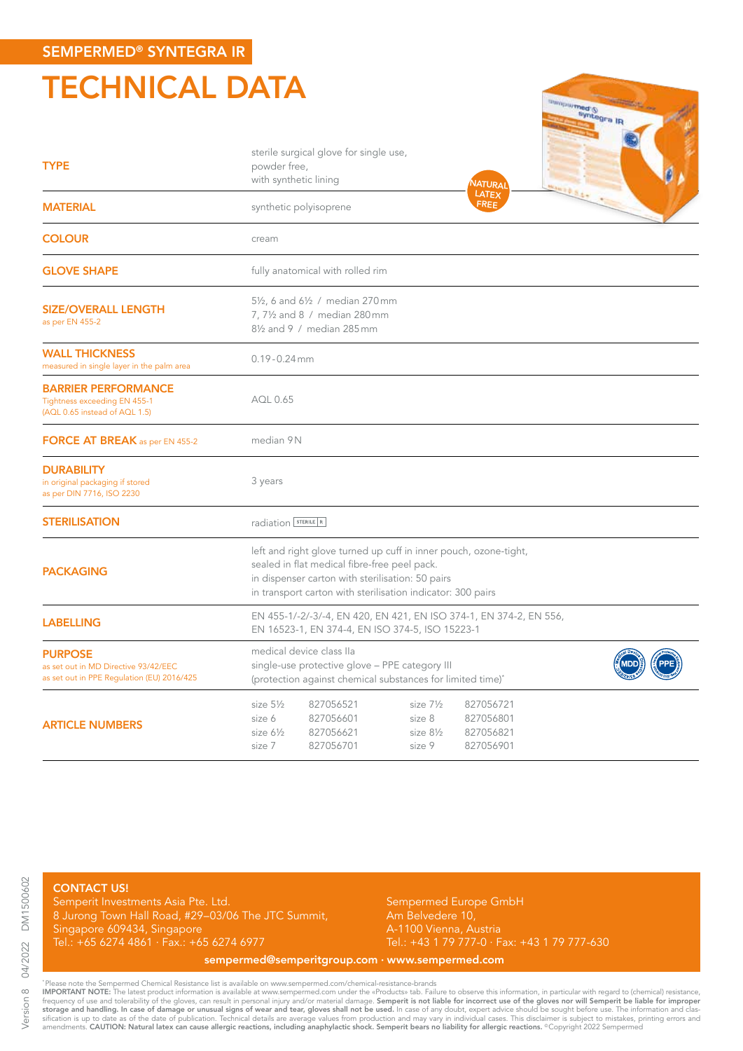SEMPERMED® SYNTEGRA IR

# TECHNICAL DATA

NATURAL LATEX FREE

| | |
|---|---|
| **TYPE** | sterile surgical glove for single use, powder free, with synthetic lining |
| **MATERIAL** | synthetic polyisoprene |
| **COLOUR** | cream |
| **GLOVE SHAPE** | fully anatomical with rolled rim |
| **SIZE/OVERALL LENGTH** as per EN 455-2 | 5½, 6 and 6½ / median 270 mm<br>7, 7½ and 8 / median 280 mm<br>8½ and 9 / median 285 mm |
| **WALL THICKNESS** measured in single layer in the palm area | 0.19 - 0.24 mm |
| **BARRIER PERFORMANCE** Tightness exceeding EN 455-1 (AQL 0.65 instead of AQL 1.5) | AQL 0.65 |
| **FORCE AT BREAK** as per EN 455-2 | median 9 N |
| **DURABILITY** in original packaging if stored as per DIN 7716, ISO 2230 | 3 years |
| **STERILISATION** | radiation STERILE R |
| **PACKAGING** | left and right glove turned up cuff in inner pouch, ozone-tight, sealed in flat medical fibre-free peel pack.<br>in dispenser carton with sterilisation: 50 pairs<br>in transport carton with sterilisation indicator: 300 pairs |
| **LABELLING** | EN 455-1/-2/-3/-4, EN 420, EN 421, EN ISO 374-1, EN 374-2, EN 556, EN 16523-1, EN 374-4, EN ISO 374-5, ISO 15223-1 |
| **PURPOSE** as set out in MD Directive 93/42/EEC as set out in PPE Regulation (EU) 2016/425 | medical device class IIa<br>single-use protective glove – PPE category III<br>(protection against chemical substances for limited time)* |

**ARTICLE NUMBERS**

| | | | |
|---|---|---|---|
| size 5½ | 827056521 | size 7½ | 827056721 |
| size 6 | 827056601 | size 8 | 827056801 |
| size 6½ | 827056621 | size 8½ | 827056821 |
| size 7 | 827056701 | size 9 | 827056901 |

**CONTACT US!**

Semperit Investments Asia Pte. Ltd.
8 Jurong Town Hall Road, #29–03/06 The JTC Summit,
Singapore 609434, Singapore
Tel.: +65 6274 4861 · Fax.: +65 6274 6977

Sempermed Europe GmbH
Am Belvedere 10,
A-1100 Vienna, Austria
Tel.: +43 1 79 777-0 · Fax: +43 1 79 777-630

**sempermed@semperitgroup.com · www.sempermed.com**

*Please note the Sempermed Chemical Resistance list is available on www.sempermed.com/chemical-resistance-brands

**IMPORTANT NOTE:** The latest product information is available at www.sempermed.com under the «Products» tab. Failure to observe this information, in particular with regard to (chemical) resistance, frequency of use and tolerability of the gloves, can result in personal injury and/or material damage. **Semperit is not liable for incorrect use of the gloves nor will Semperit be liable for improper storage and handling. In case of damage or unusual signs of wear and tear, gloves shall not be used.** In case of any doubt, expert advice should be sought before use. The information and classification is up to date as of the date of publication. Technical details are average values from production and may vary in individual cases. This disclaimer is subject to mistakes, printing errors and amendments. **CAUTION: Natural latex can cause allergic reactions, including anaphylactic shock. Semperit bears no liability for allergic reactions.** ©Copyright 2022 Sempermed

Version 8 04/2022 DM1500602